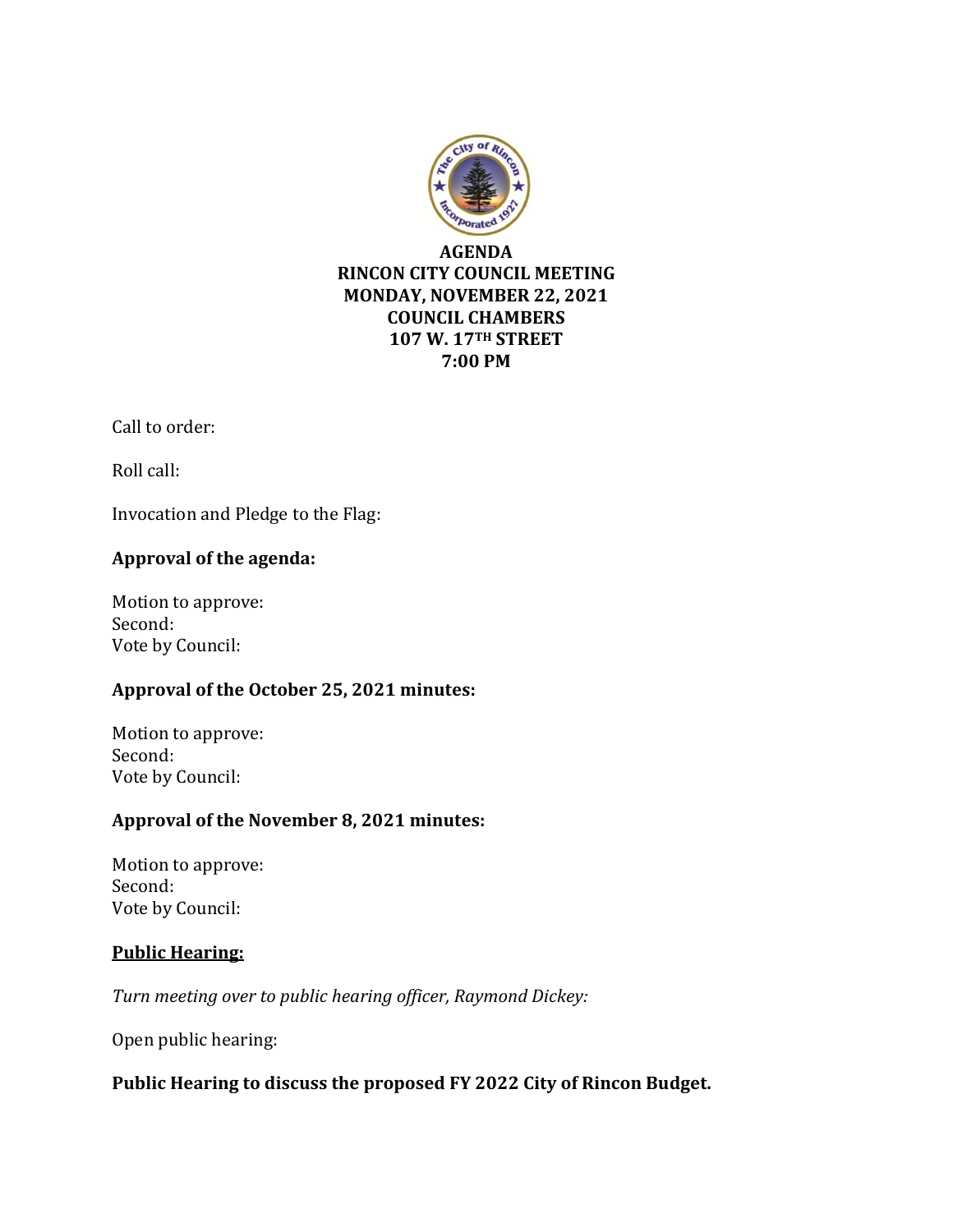# AGENDA
# RINCON CITY COUNCIL MEETING
# MONDAY, NOVEMBER 22, 2021
# COUNCIL CHAMBERS
# 107 W. 17TH STREET
# 7:00 PM

Call to order:

Roll call:

Invocation and Pledge to the Flag:

**Approval of the agenda:**

Motion to approve:
Second:
Vote by Council:

**Approval of the October 25, 2021 minutes:**

Motion to approve:
Second:
Vote by Council:

**Approval of the November 8, 2021 minutes:**

Motion to approve:
Second:
Vote by Council:

**Public Hearing:**

*Turn meeting over to public hearing officer, Raymond Dickey:*

Open public hearing:

**Public Hearing to discuss the proposed FY 2022 City of Rincon Budget.**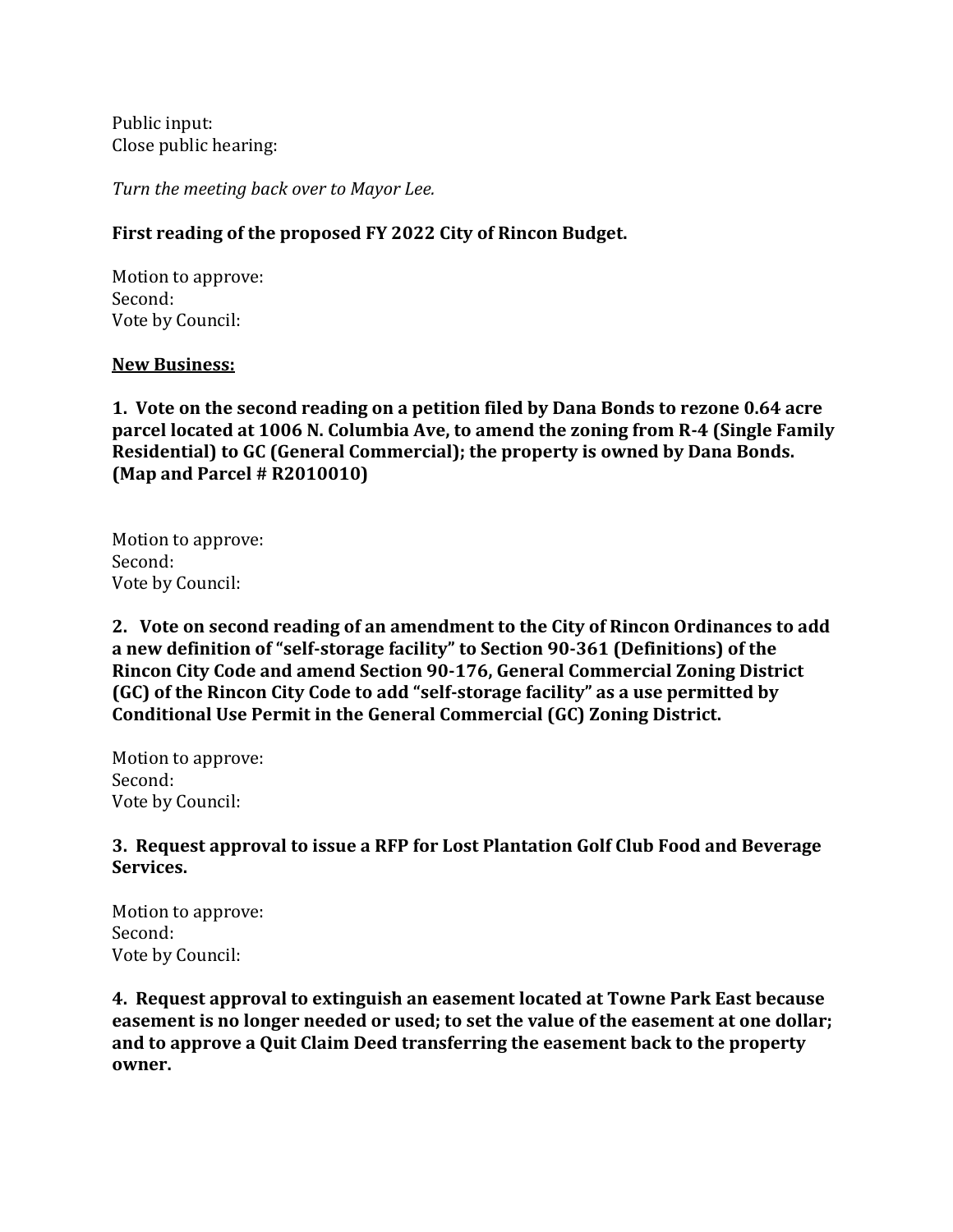Public input:
Close public hearing:

*Turn the meeting back over to Mayor Lee.*

**First reading of the proposed FY 2022 City of Rincon Budget.**

Motion to approve:
Second:
Vote by Council:

**New Business:**

**1. Vote on the second reading on a petition filed by Dana Bonds to rezone 0.64 acre parcel located at 1006 N. Columbia Ave, to amend the zoning from R-4 (Single Family Residential) to GC (General Commercial); the property is owned by Dana Bonds. (Map and Parcel # R2010010)**

Motion to approve:
Second:
Vote by Council:

**2. Vote on second reading of an amendment to the City of Rincon Ordinances to add a new definition of "self-storage facility" to Section 90-361 (Definitions) of the Rincon City Code and amend Section 90-176, General Commercial Zoning District (GC) of the Rincon City Code to add "self-storage facility" as a use permitted by Conditional Use Permit in the General Commercial (GC) Zoning District.**

Motion to approve:
Second:
Vote by Council:

**3. Request approval to issue a RFP for Lost Plantation Golf Club Food and Beverage Services.**

Motion to approve:
Second:
Vote by Council:

**4. Request approval to extinguish an easement located at Towne Park East because easement is no longer needed or used; to set the value of the easement at one dollar; and to approve a Quit Claim Deed transferring the easement back to the property owner.**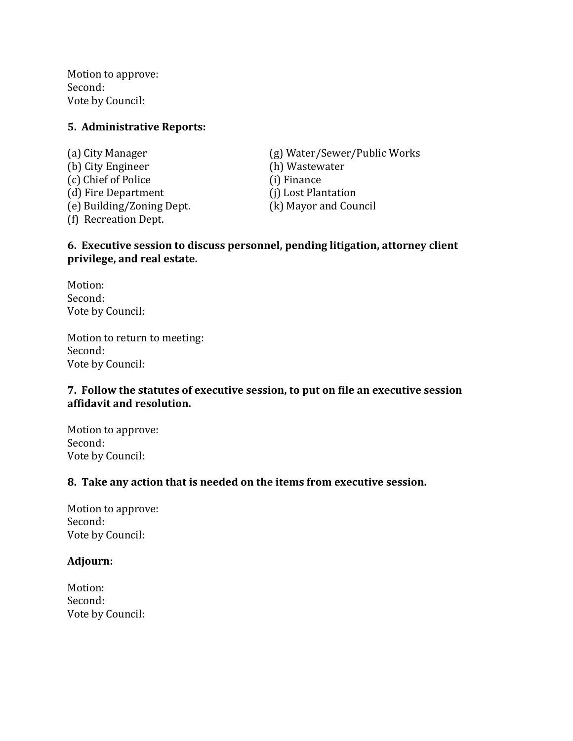Motion to approve:
Second:
Vote by Council:

**5. Administrative Reports:**

(a) City Manager
(b) City Engineer
(c) Chief of Police
(d) Fire Department
(e) Building/Zoning Dept.
(f) Recreation Dept.
(g) Water/Sewer/Public Works
(h) Wastewater
(i) Finance
(j) Lost Plantation
(k) Mayor and Council

**6. Executive session to discuss personnel, pending litigation, attorney client privilege, and real estate.**

Motion:
Second:
Vote by Council:

Motion to return to meeting:
Second:
Vote by Council:

**7. Follow the statutes of executive session, to put on file an executive session affidavit and resolution.**

Motion to approve:
Second:
Vote by Council:

**8. Take any action that is needed on the items from executive session.**

Motion to approve:
Second:
Vote by Council:

**Adjourn:**

Motion:
Second:
Vote by Council: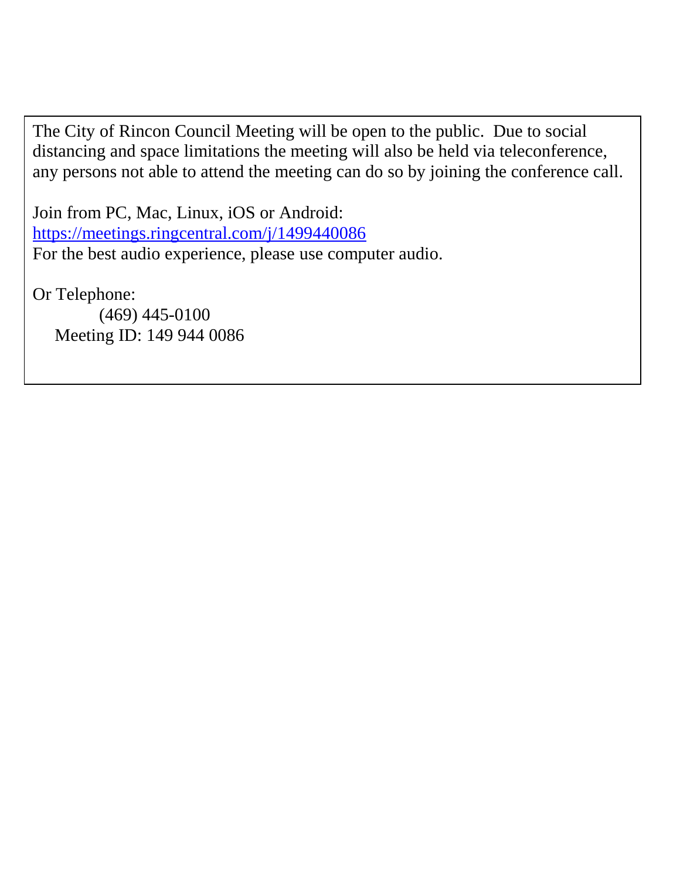The City of Rincon Council Meeting will be open to the public. Due to social distancing and space limitations the meeting will also be held via teleconference, any persons not able to attend the meeting can do so by joining the conference call.

Join from PC, Mac, Linux, iOS or Android:
[https://meetings.ringcentral.com/j/1499440086](https://meetings.ringcentral.com/j/1499440086)
For the best audio experience, please use computer audio.

Or Telephone:
(469) 445-0100
Meeting ID: 149 944 0086